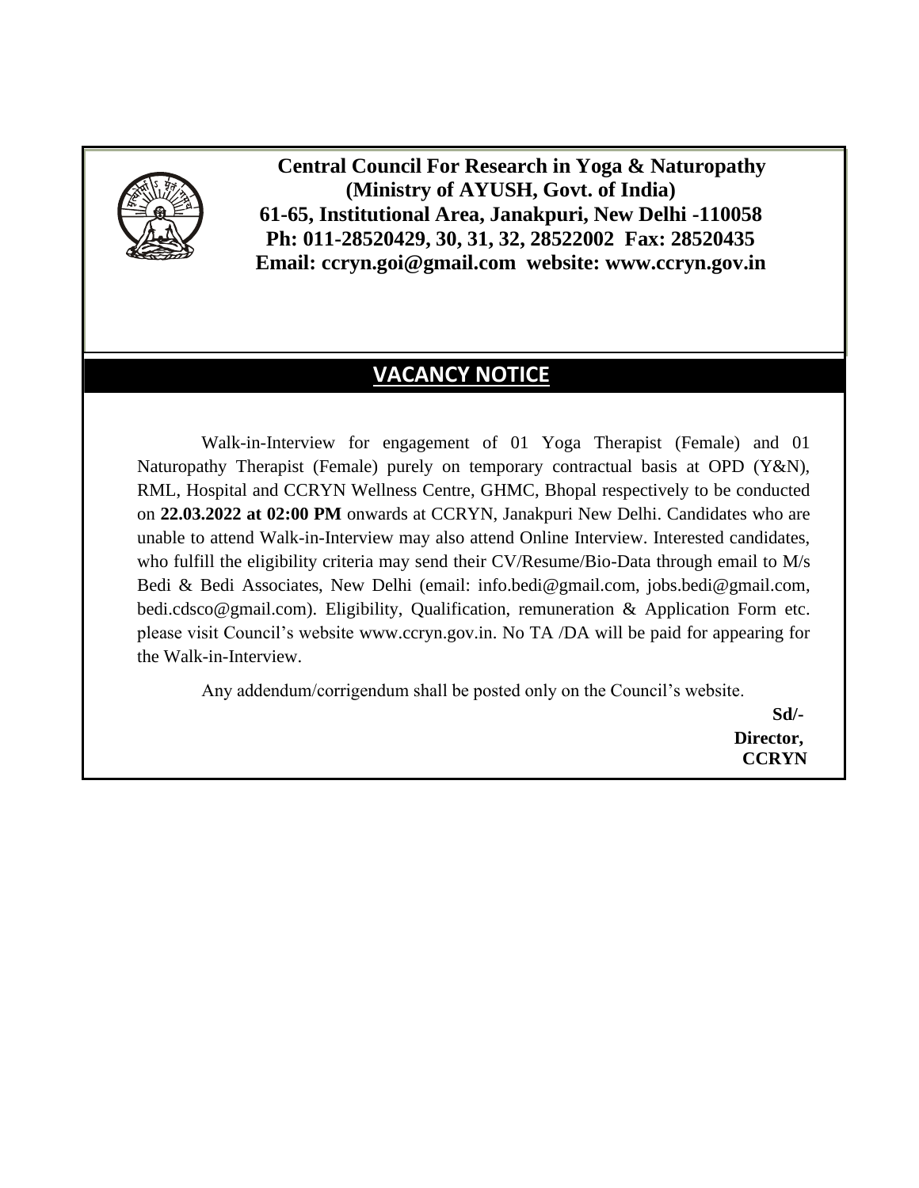**Central Council For Research in Yoga & Naturopathy**
**(Ministry of AYUSH, Govt. of India)**
**61-65, Institutional Area, Janakpuri, New Delhi -110058**
**Ph: 011-28520429, 30, 31, 32, 28522002 Fax: 28520435**
**Email: ccryn.goi@gmail.com website: www.ccryn.gov.in**

# VACANCY NOTICE

Walk-in-Interview for engagement of 01 Yoga Therapist (Female) and 01 Naturopathy Therapist (Female) purely on temporary contractual basis at OPD (Y&N), RML, Hospital and CCRYN Wellness Centre, GHMC, Bhopal respectively to be conducted on **22.03.2022 at 02:00 PM** onwards at CCRYN, Janakpuri New Delhi. Candidates who are unable to attend Walk-in-Interview may also attend Online Interview. Interested candidates, who fulfill the eligibility criteria may send their CV/Resume/Bio-Data through email to M/s Bedi & Bedi Associates, New Delhi (email: info.bedi@gmail.com, jobs.bedi@gmail.com, bedi.cdsco@gmail.com). Eligibility, Qualification, remuneration & Application Form etc. please visit Council's website www.ccryn.gov.in. No TA /DA will be paid for appearing for the Walk-in-Interview.

Any addendum/corrigendum shall be posted only on the Council's website.

**Sd/-**
**Director,**
**CCRYN**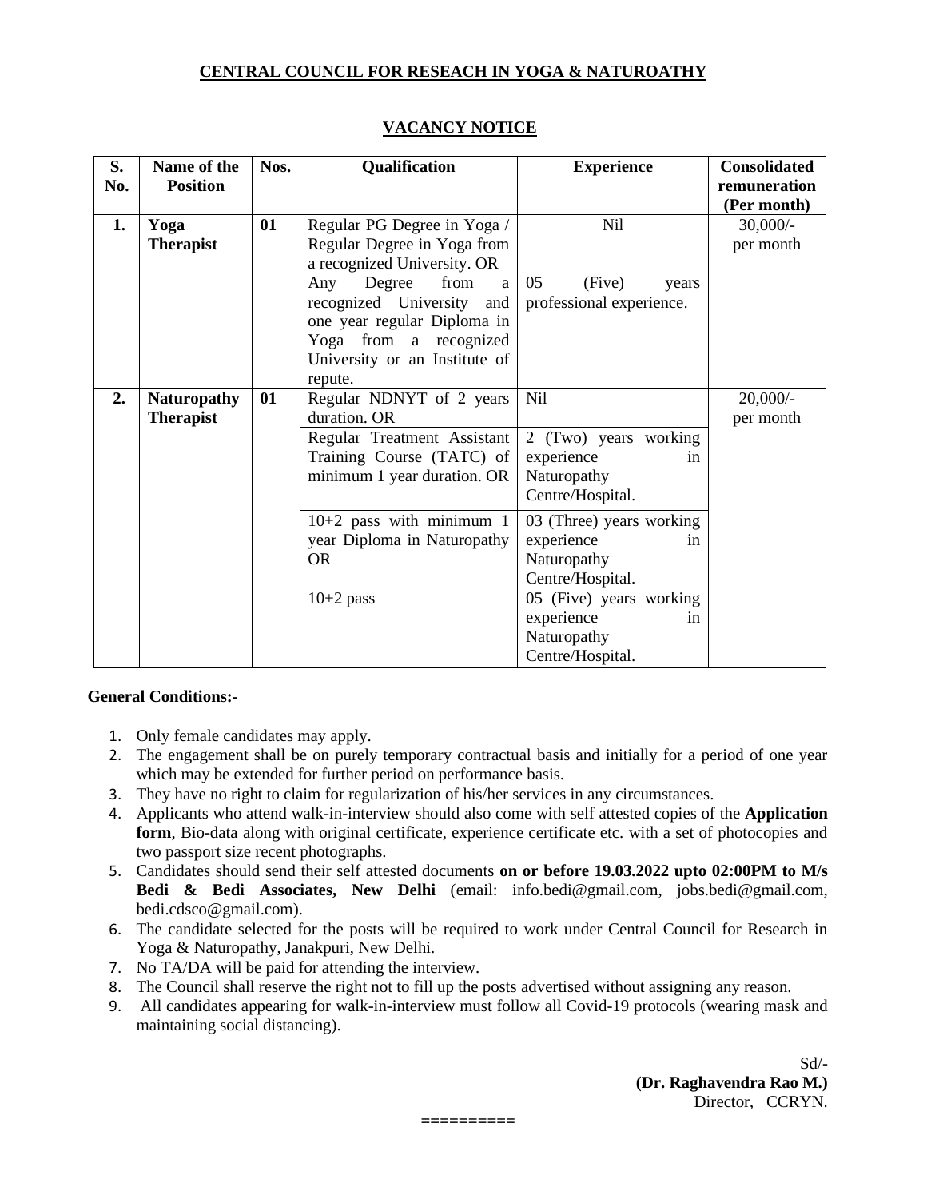**CENTRAL COUNCIL FOR RESEACH IN YOGA & NATUROATHY**

**VACANCY NOTICE**

| S. No. | Name of the Position | Nos. | Qualification | Experience | Consolidated remuneration (Per month) |
|---|---|---|---|---|---|
| **1.** | **Yoga Therapist** | **01** | Regular PG Degree in Yoga / Regular Degree in Yoga from a recognized University. OR | Nil | 30,000/- per month |
| | | | Any Degree from a recognized University and one year regular Diploma in Yoga from a recognized University or an Institute of repute. | 05 (Five) years professional experience. | |
| **2.** | **Naturopathy Therapist** | **01** | Regular NDNYT of 2 years duration. OR | Nil | 20,000/- per month |
| | | | Regular Treatment Assistant Training Course (TATC) of minimum 1 year duration. OR | 2 (Two) years working experience in Naturopathy Centre/Hospital. | |
| | | | 10+2 pass with minimum 1 year Diploma in Naturopathy OR | 03 (Three) years working experience in Naturopathy Centre/Hospital. | |
| | | | 10+2 pass | 05 (Five) years working experience in Naturopathy Centre/Hospital. | |

**General Conditions:-**

1. Only female candidates may apply.
2. The engagement shall be on purely temporary contractual basis and initially for a period of one year which may be extended for further period on performance basis.
3. They have no right to claim for regularization of his/her services in any circumstances.
4. Applicants who attend walk-in-interview should also come with self attested copies of the **Application form**, Bio-data along with original certificate, experience certificate etc. with a set of photocopies and two passport size recent photographs.
5. Candidates should send their self attested documents **on or before 19.03.2022 upto 02:00PM to M/s Bedi & Bedi Associates, New Delhi** (email: info.bedi@gmail.com, jobs.bedi@gmail.com, bedi.cdsco@gmail.com).
6. The candidate selected for the posts will be required to work under Central Council for Research in Yoga & Naturopathy, Janakpuri, New Delhi.
7. No TA/DA will be paid for attending the interview.
8. The Council shall reserve the right not to fill up the posts advertised without assigning any reason.
9. All candidates appearing for walk-in-interview must follow all Covid-19 protocols (wearing mask and maintaining social distancing).

Sd/-
**(Dr. Raghavendra Rao M.)**
Director, CCRYN.

==========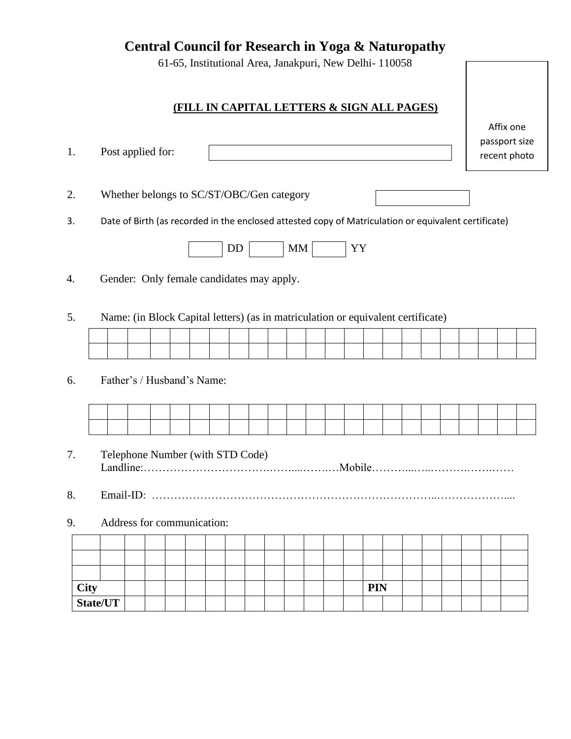# Central Council for Research in Yoga & Naturopathy

61-65, Institutional Area, Janakpuri, New Delhi- 110058

Affix one passport size recent photo

**(FILL IN CAPITAL LETTERS & SIGN ALL PAGES)**

1. Post applied for: ____________________

2. Whether belongs to SC/ST/OBC/Gen category ____________

3. Date of Birth (as recorded in the enclosed attested copy of Matriculation or equivalent certificate)

   ____ DD ____ MM ____ YY

4. Gender: Only female candidates may apply.

5. Name: (in Block Capital letters) (as in matriculation or equivalent certificate)

| | | | | | | | | | | | | | | | | | | | | | | |
|---|---|---|---|---|---|---|---|---|---|---|---|---|---|---|---|---|---|---|---|---|---|---|
| | | | | | | | | | | | | | | | | | | | | | | |

6. Father's / Husband's Name:

| | | | | | | | | | | | | | | | | | | | | | | |
|---|---|---|---|---|---|---|---|---|---|---|---|---|---|---|---|---|---|---|---|---|---|---|
| | | | | | | | | | | | | | | | | | | | | | | |

7. Telephone Number (with STD Code)
   Landline:……………………………….……...…….…Mobile………..…..……….…….……

8. Email-ID: ……………………………………………………………………..………………....

9. Address for communication:

| | | | | | | | | | | | | | | | | | | | | | | |
|---|---|---|---|---|---|---|---|---|---|---|---|---|---|---|---|---|---|---|---|---|---|---|
| | | | | | | | | | | | | | | | | | | | | | | |
| | | | | | | | | | | | | | | | | | | | | | | |
| **City** | | | | | | | | | | | | | | **PIN** | | | | | | | | |
| **State/UT** | | | | | | | | | | | | | | | | | | | | | | |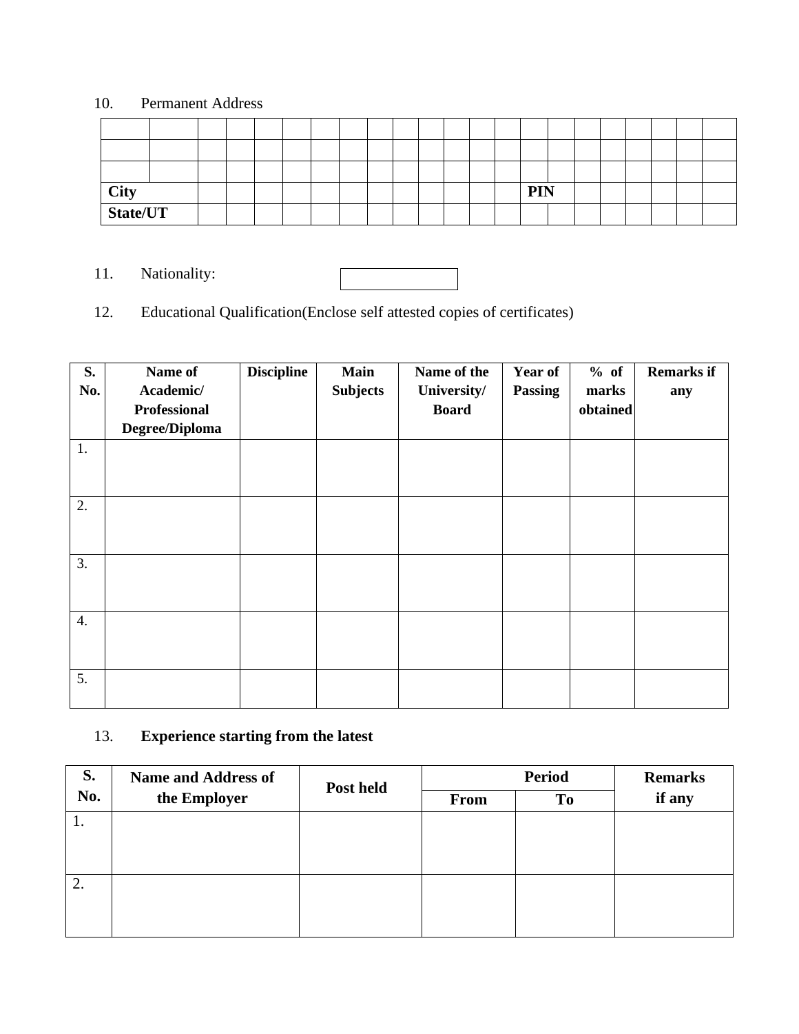10. Permanent Address

| | | | | | | | | | | | | | | | | | | | | | |
|---|---|---|---|---|---|---|---|---|---|---|---|---|---|---|---|---|---|---|---|---|---|
| | | | | | | | | | | | | | | | | | | | | | |
| | | | | | | | | | | | | | | | | | | | | | |
| | | | | | | | | | | | | | | | | | | | | | |
| **City** | | | | | | | | | | | | | | **PIN** | | | | | | | |
| **State/UT** | | | | | | | | | | | | | | | | | | | | | |

11. Nationality:

| |
|---|
| |

12. Educational Qualification(Enclose self attested copies of certificates)

| S. No. | Name of Academic/ Professional Degree/Diploma | Discipline | Main Subjects | Name of the University/ Board | Year of Passing | % of marks obtained | Remarks if any |
|---|---|---|---|---|---|---|---|
| 1. | | | | | | | |
| 2. | | | | | | | |
| 3. | | | | | | | |
| 4. | | | | | | | |
| 5. | | | | | | | |

13. **Experience starting from the latest**

| S. No. | Name and Address of the Employer | Post held | Period | | Remarks if any |
|---|---|---|---|---|---|
| | | | From | To | |
| 1. | | | | | |
| 2. | | | | | |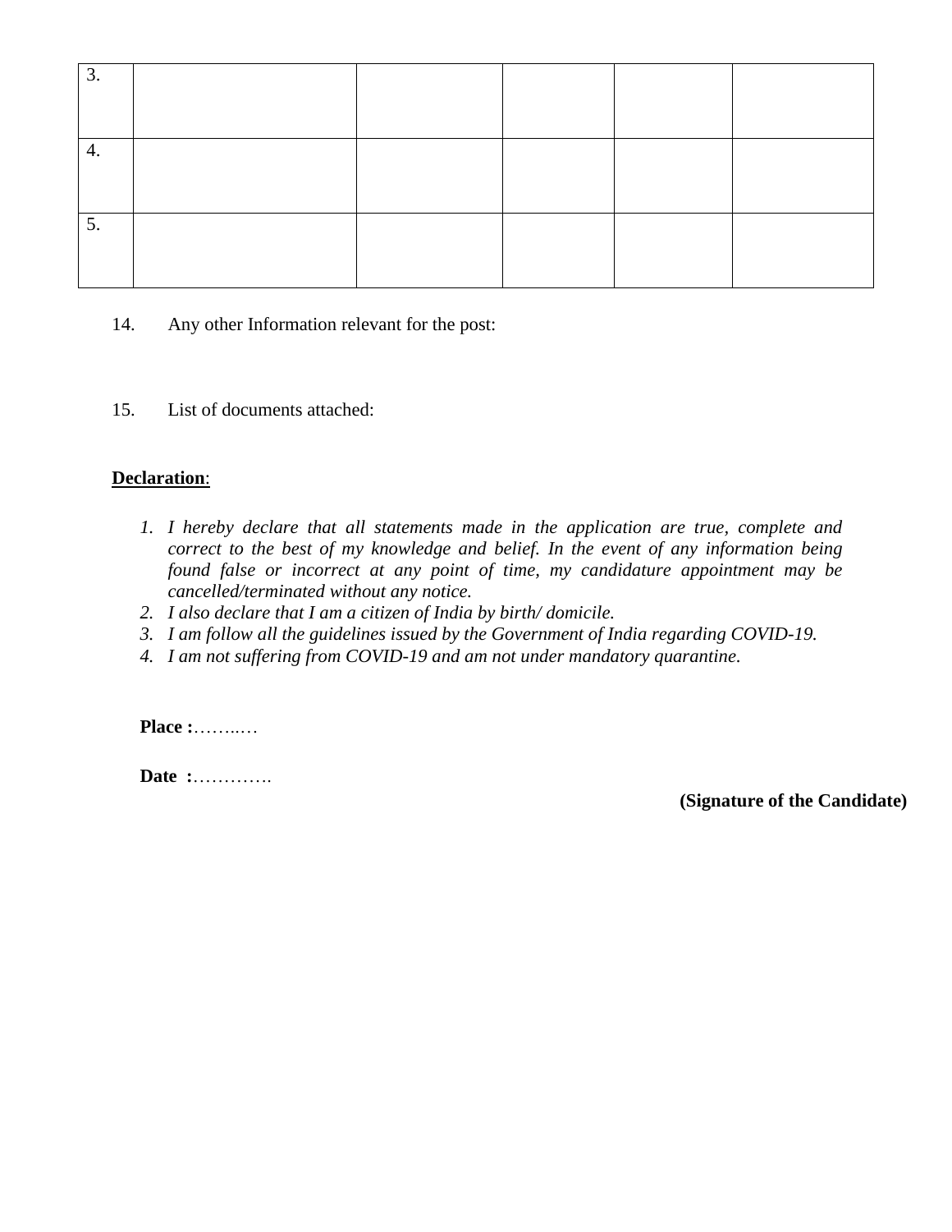| | | | | | |
|---|---|---|---|---|---|
| 3. | | | | | |
| 4. | | | | | |
| 5. | | | | | |

14. Any other Information relevant for the post:

15. List of documents attached:

**<u>Declaration</u>**:

1. *I hereby declare that all statements made in the application are true, complete and correct to the best of my knowledge and belief. In the event of any information being found false or incorrect at any point of time, my candidature appointment may be cancelled/terminated without any notice.*
2. *I also declare that I am a citizen of India by birth/ domicile.*
3. *I am follow all the guidelines issued by the Government of India regarding COVID-19.*
4. *I am not suffering from COVID-19 and am not under mandatory quarantine.*

**Place :**……..…

**Date :**………….

**(Signature of the Candidate)**